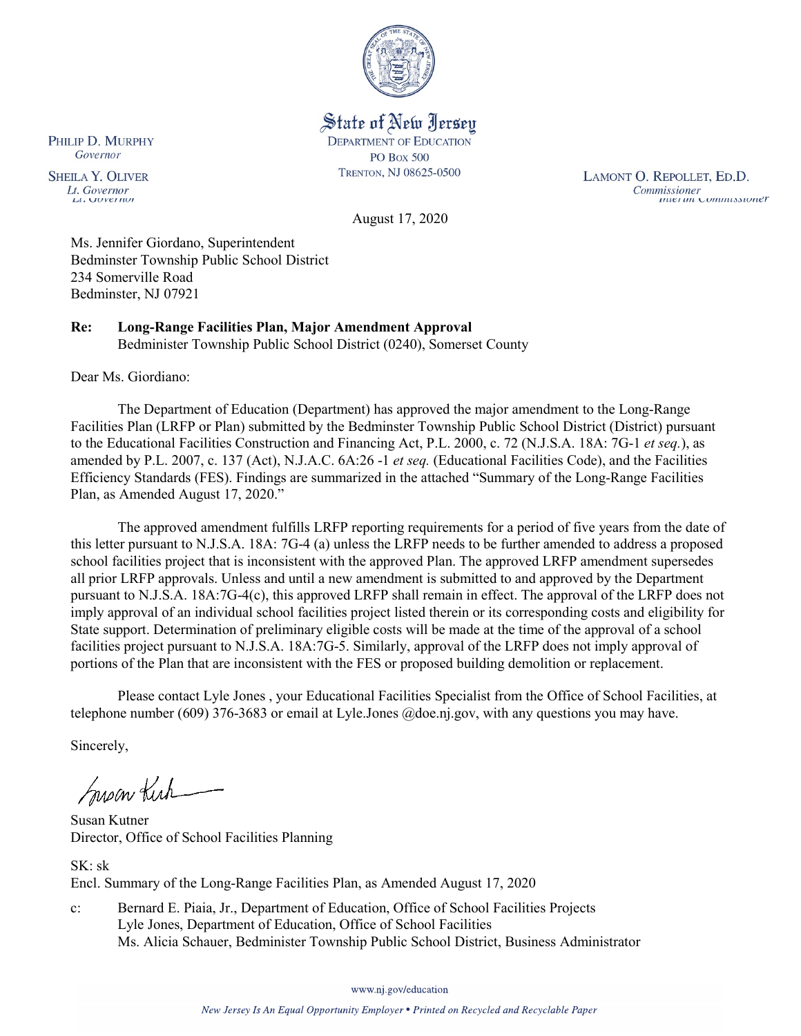State of New Jersey
DEPARTMENT OF EDUCATION
PO Box 500
TRENTON, NJ 08625-0500

PHILIP D. MURPHY
*Governor*

SHEILA Y. OLIVER
*Lt. Governor*

LAMONT O. REPOLLET, ED.D.
*Commissioner*

August 17, 2020

Ms. Jennifer Giordano, Superintendent
Bedminster Township Public School District
234 Somerville Road
Bedminster, NJ 07921

**Re: Long-Range Facilities Plan, Major Amendment Approval**
Bedminister Township Public School District (0240), Somerset County

Dear Ms. Giordiano:

The Department of Education (Department) has approved the major amendment to the Long-Range Facilities Plan (LRFP or Plan) submitted by the Bedminster Township Public School District (District) pursuant to the Educational Facilities Construction and Financing Act, P.L. 2000, c. 72 (N.J.S.A. 18A: 7G-1 *et seq.*), as amended by P.L. 2007, c. 137 (Act), N.J.A.C. 6A:26 -1 *et seq.* (Educational Facilities Code), and the Facilities Efficiency Standards (FES). Findings are summarized in the attached "Summary of the Long-Range Facilities Plan, as Amended August 17, 2020."

The approved amendment fulfills LRFP reporting requirements for a period of five years from the date of this letter pursuant to N.J.S.A. 18A: 7G-4 (a) unless the LRFP needs to be further amended to address a proposed school facilities project that is inconsistent with the approved Plan. The approved LRFP amendment supersedes all prior LRFP approvals. Unless and until a new amendment is submitted to and approved by the Department pursuant to N.J.S.A. 18A:7G-4(c), this approved LRFP shall remain in effect. The approval of the LRFP does not imply approval of an individual school facilities project listed therein or its corresponding costs and eligibility for State support. Determination of preliminary eligible costs will be made at the time of the approval of a school facilities project pursuant to N.J.S.A. 18A:7G-5. Similarly, approval of the LRFP does not imply approval of portions of the Plan that are inconsistent with the FES or proposed building demolition or replacement.

Please contact Lyle Jones , your Educational Facilities Specialist from the Office of School Facilities, at telephone number (609) 376-3683 or email at Lyle.Jones @doe.nj.gov, with any questions you may have.

Sincerely,

Susan Kutner
Director, Office of School Facilities Planning

SK: sk
Encl. Summary of the Long-Range Facilities Plan, as Amended August 17, 2020

c: Bernard E. Piaia, Jr., Department of Education, Office of School Facilities Projects
Lyle Jones, Department of Education, Office of School Facilities
Ms. Alicia Schauer, Bedminister Township Public School District, Business Administrator

www.nj.gov/education

*New Jersey Is An Equal Opportunity Employer • Printed on Recycled and Recyclable Paper*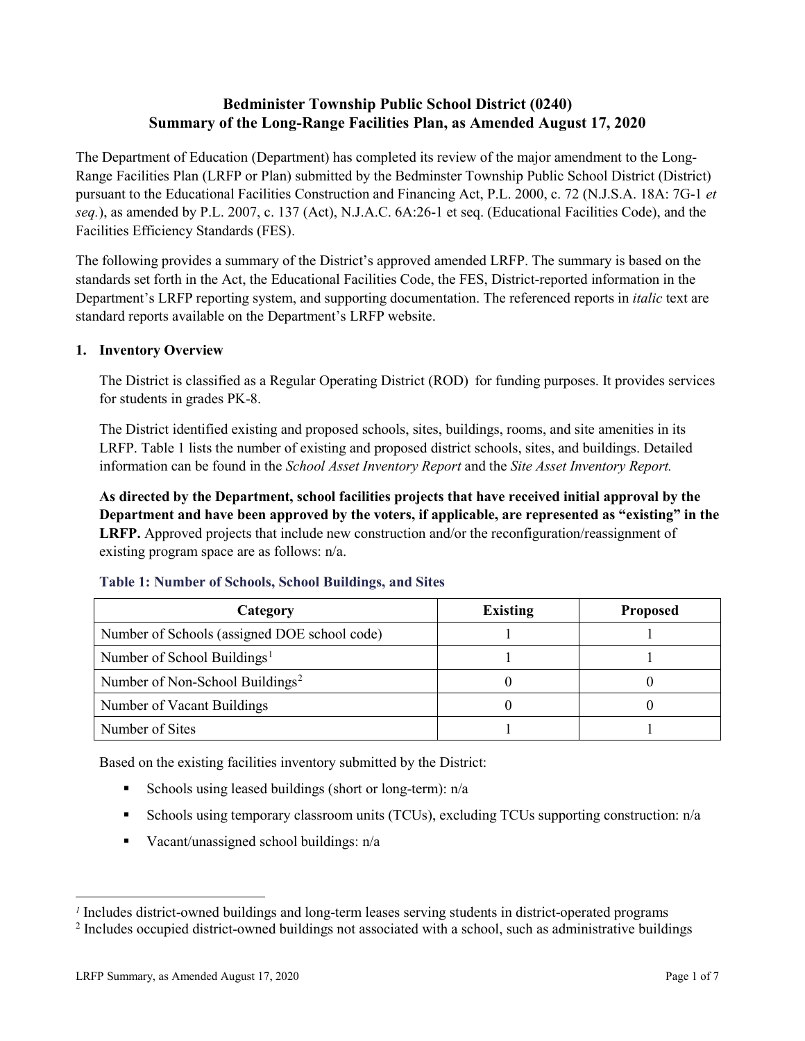# Bedminster Township Public School District (0240)
# Summary of the Long-Range Facilities Plan, as Amended August 17, 2020

The Department of Education (Department) has completed its review of the major amendment to the Long-Range Facilities Plan (LRFP or Plan) submitted by the Bedminster Township Public School District (District) pursuant to the Educational Facilities Construction and Financing Act, P.L. 2000, c. 72 (N.J.S.A. 18A: 7G-1 *et seq.*), as amended by P.L. 2007, c. 137 (Act), N.J.A.C. 6A:26-1 et seq. (Educational Facilities Code), and the Facilities Efficiency Standards (FES).

The following provides a summary of the District's approved amended LRFP. The summary is based on the standards set forth in the Act, the Educational Facilities Code, the FES, District-reported information in the Department's LRFP reporting system, and supporting documentation. The referenced reports in *italic* text are standard reports available on the Department's LRFP website.

## 1. Inventory Overview

The District is classified as a Regular Operating District (ROD) for funding purposes. It provides services for students in grades PK-8.

The District identified existing and proposed schools, sites, buildings, rooms, and site amenities in its LRFP. Table 1 lists the number of existing and proposed district schools, sites, and buildings. Detailed information can be found in the *School Asset Inventory Report* and the *Site Asset Inventory Report.*

**As directed by the Department, school facilities projects that have received initial approval by the Department and have been approved by the voters, if applicable, are represented as "existing" in the LRFP.** Approved projects that include new construction and/or the reconfiguration/reassignment of existing program space are as follows: n/a.

### Table 1: Number of Schools, School Buildings, and Sites

| Category | Existing | Proposed |
|---|---|---|
| Number of Schools (assigned DOE school code) | 1 | 1 |
| Number of School Buildings[1] | 1 | 1 |
| Number of Non-School Buildings[2] | 0 | 0 |
| Number of Vacant Buildings | 0 | 0 |
| Number of Sites | 1 | 1 |

Based on the existing facilities inventory submitted by the District:

- Schools using leased buildings (short or long-term): n/a
- Schools using temporary classroom units (TCUs), excluding TCUs supporting construction: n/a
- Vacant/unassigned school buildings: n/a

[1] Includes district-owned buildings and long-term leases serving students in district-operated programs

[2] Includes occupied district-owned buildings not associated with a school, such as administrative buildings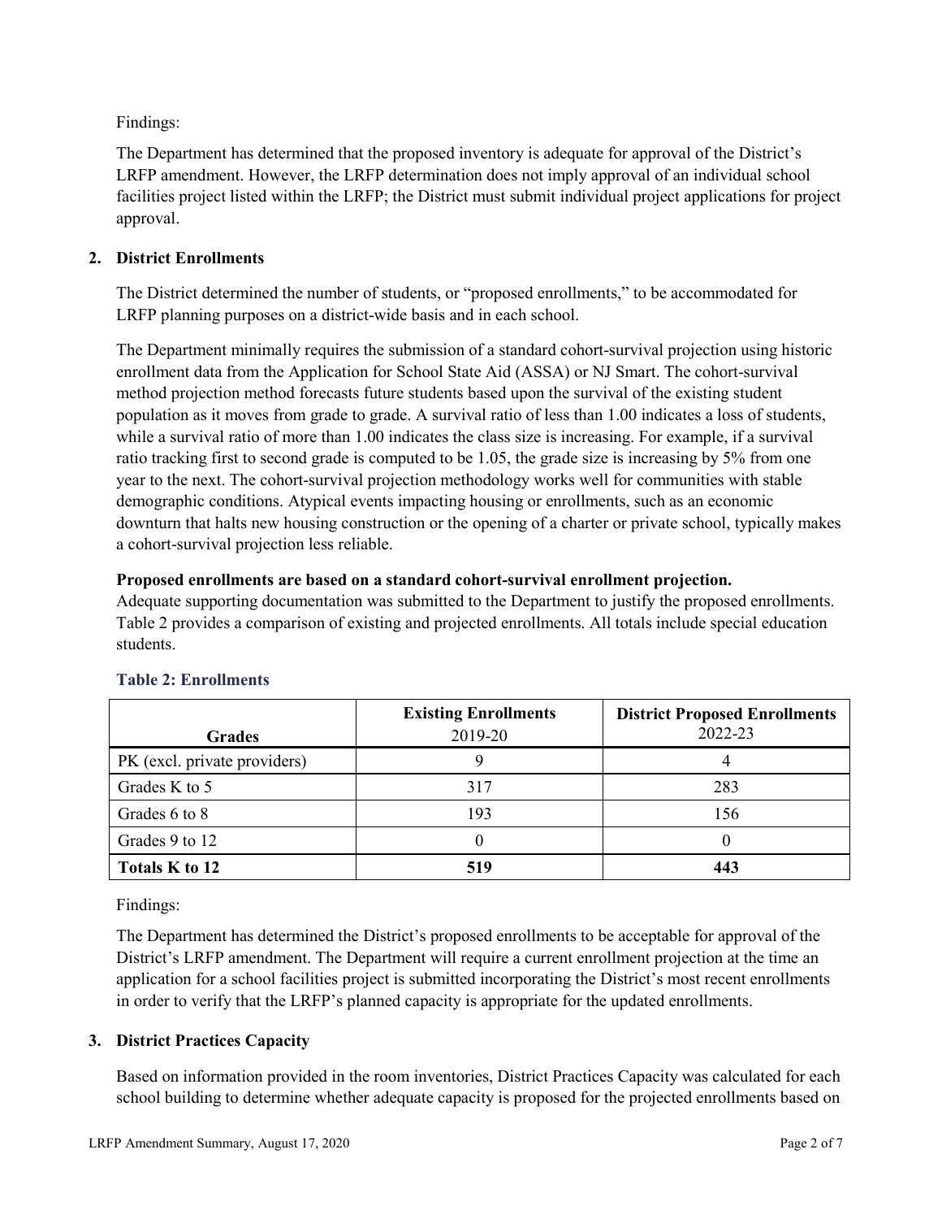Findings:

The Department has determined that the proposed inventory is adequate for approval of the District's LRFP amendment. However, the LRFP determination does not imply approval of an individual school facilities project listed within the LRFP; the District must submit individual project applications for project approval.

## 2. District Enrollments

The District determined the number of students, or "proposed enrollments," to be accommodated for LRFP planning purposes on a district-wide basis and in each school.

The Department minimally requires the submission of a standard cohort-survival projection using historic enrollment data from the Application for School State Aid (ASSA) or NJ Smart. The cohort-survival method projection method forecasts future students based upon the survival of the existing student population as it moves from grade to grade. A survival ratio of less than 1.00 indicates a loss of students, while a survival ratio of more than 1.00 indicates the class size is increasing. For example, if a survival ratio tracking first to second grade is computed to be 1.05, the grade size is increasing by 5% from one year to the next. The cohort-survival projection methodology works well for communities with stable demographic conditions. Atypical events impacting housing or enrollments, such as an economic downturn that halts new housing construction or the opening of a charter or private school, typically makes a cohort-survival projection less reliable.

**Proposed enrollments are based on a standard cohort-survival enrollment projection.**
Adequate supporting documentation was submitted to the Department to justify the proposed enrollments. Table 2 provides a comparison of existing and projected enrollments. All totals include special education students.

### Table 2: Enrollments

| Grades | Existing Enrollments 2019-20 | District Proposed Enrollments 2022-23 |
|---|---|---|
| PK (excl. private providers) | 9 | 4 |
| Grades K to 5 | 317 | 283 |
| Grades 6 to 8 | 193 | 156 |
| Grades 9 to 12 | 0 | 0 |
| **Totals K to 12** | **519** | **443** |

Findings:

The Department has determined the District's proposed enrollments to be acceptable for approval of the District's LRFP amendment. The Department will require a current enrollment projection at the time an application for a school facilities project is submitted incorporating the District's most recent enrollments in order to verify that the LRFP's planned capacity is appropriate for the updated enrollments.

## 3. District Practices Capacity

Based on information provided in the room inventories, District Practices Capacity was calculated for each school building to determine whether adequate capacity is proposed for the projected enrollments based on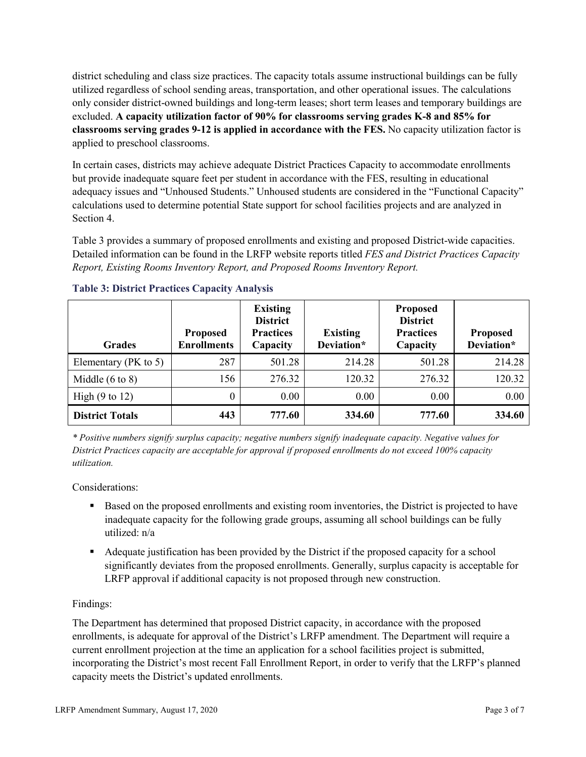district scheduling and class size practices. The capacity totals assume instructional buildings can be fully utilized regardless of school sending areas, transportation, and other operational issues. The calculations only consider district-owned buildings and long-term leases; short term leases and temporary buildings are excluded. **A capacity utilization factor of 90% for classrooms serving grades K-8 and 85% for classrooms serving grades 9-12 is applied in accordance with the FES.** No capacity utilization factor is applied to preschool classrooms.

In certain cases, districts may achieve adequate District Practices Capacity to accommodate enrollments but provide inadequate square feet per student in accordance with the FES, resulting in educational adequacy issues and "Unhoused Students." Unhoused students are considered in the "Functional Capacity" calculations used to determine potential State support for school facilities projects and are analyzed in Section 4.

Table 3 provides a summary of proposed enrollments and existing and proposed District-wide capacities. Detailed information can be found in the LRFP website reports titled *FES and District Practices Capacity Report, Existing Rooms Inventory Report, and Proposed Rooms Inventory Report.*

### Table 3: District Practices Capacity Analysis

| Grades | Proposed Enrollments | Existing District Practices Capacity | Existing Deviation* | Proposed District Practices Capacity | Proposed Deviation* |
|---|---|---|---|---|---|
| Elementary (PK to 5) | 287 | 501.28 | 214.28 | 501.28 | 214.28 |
| Middle (6 to 8) | 156 | 276.32 | 120.32 | 276.32 | 120.32 |
| High (9 to 12) | 0 | 0.00 | 0.00 | 0.00 | 0.00 |
| **District Totals** | **443** | **777.60** | **334.60** | **777.60** | **334.60** |

*\* Positive numbers signify surplus capacity; negative numbers signify inadequate capacity. Negative values for District Practices capacity are acceptable for approval if proposed enrollments do not exceed 100% capacity utilization.*

Considerations:

- Based on the proposed enrollments and existing room inventories, the District is projected to have inadequate capacity for the following grade groups, assuming all school buildings can be fully utilized: n/a
- Adequate justification has been provided by the District if the proposed capacity for a school significantly deviates from the proposed enrollments. Generally, surplus capacity is acceptable for LRFP approval if additional capacity is not proposed through new construction.

Findings:

The Department has determined that proposed District capacity, in accordance with the proposed enrollments, is adequate for approval of the District's LRFP amendment. The Department will require a current enrollment projection at the time an application for a school facilities project is submitted, incorporating the District's most recent Fall Enrollment Report, in order to verify that the LRFP's planned capacity meets the District's updated enrollments.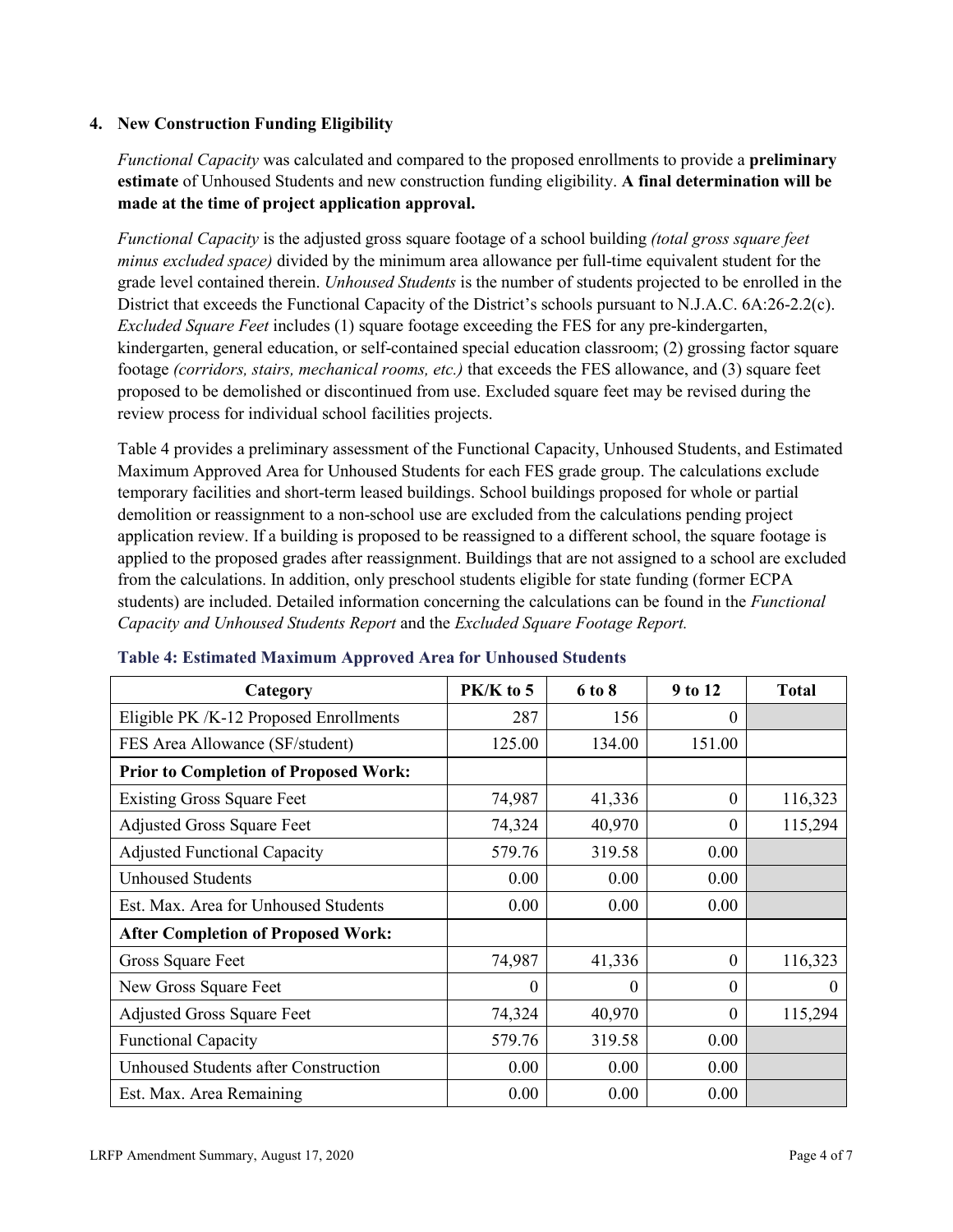## 4. New Construction Funding Eligibility

*Functional Capacity* was calculated and compared to the proposed enrollments to provide a **preliminary estimate** of Unhoused Students and new construction funding eligibility. **A final determination will be made at the time of project application approval.**

*Functional Capacity* is the adjusted gross square footage of a school building *(total gross square feet minus excluded space)* divided by the minimum area allowance per full-time equivalent student for the grade level contained therein. *Unhoused Students* is the number of students projected to be enrolled in the District that exceeds the Functional Capacity of the District's schools pursuant to N.J.A.C. 6A:26-2.2(c). *Excluded Square Feet* includes (1) square footage exceeding the FES for any pre-kindergarten, kindergarten, general education, or self-contained special education classroom; (2) grossing factor square footage *(corridors, stairs, mechanical rooms, etc.)* that exceeds the FES allowance, and (3) square feet proposed to be demolished or discontinued from use. Excluded square feet may be revised during the review process for individual school facilities projects.

Table 4 provides a preliminary assessment of the Functional Capacity, Unhoused Students, and Estimated Maximum Approved Area for Unhoused Students for each FES grade group. The calculations exclude temporary facilities and short-term leased buildings. School buildings proposed for whole or partial demolition or reassignment to a non-school use are excluded from the calculations pending project application review. If a building is proposed to be reassigned to a different school, the square footage is applied to the proposed grades after reassignment. Buildings that are not assigned to a school are excluded from the calculations. In addition, only preschool students eligible for state funding (former ECPA students) are included. Detailed information concerning the calculations can be found in the *Functional Capacity and Unhoused Students Report* and the *Excluded Square Footage Report.*

**Table 4: Estimated Maximum Approved Area for Unhoused Students**

| Category | PK/K to 5 | 6 to 8 | 9 to 12 | Total |
|---|---|---|---|---|
| Eligible PK /K-12 Proposed Enrollments | 287 | 156 | 0 | |
| FES Area Allowance (SF/student) | 125.00 | 134.00 | 151.00 | |
| **Prior to Completion of Proposed Work:** | | | | |
| Existing Gross Square Feet | 74,987 | 41,336 | 0 | 116,323 |
| Adjusted Gross Square Feet | 74,324 | 40,970 | 0 | 115,294 |
| Adjusted Functional Capacity | 579.76 | 319.58 | 0.00 | |
| Unhoused Students | 0.00 | 0.00 | 0.00 | |
| Est. Max. Area for Unhoused Students | 0.00 | 0.00 | 0.00 | |
| **After Completion of Proposed Work:** | | | | |
| Gross Square Feet | 74,987 | 41,336 | 0 | 116,323 |
| New Gross Square Feet | 0 | 0 | 0 | 0 |
| Adjusted Gross Square Feet | 74,324 | 40,970 | 0 | 115,294 |
| Functional Capacity | 579.76 | 319.58 | 0.00 | |
| Unhoused Students after Construction | 0.00 | 0.00 | 0.00 | |
| Est. Max. Area Remaining | 0.00 | 0.00 | 0.00 | |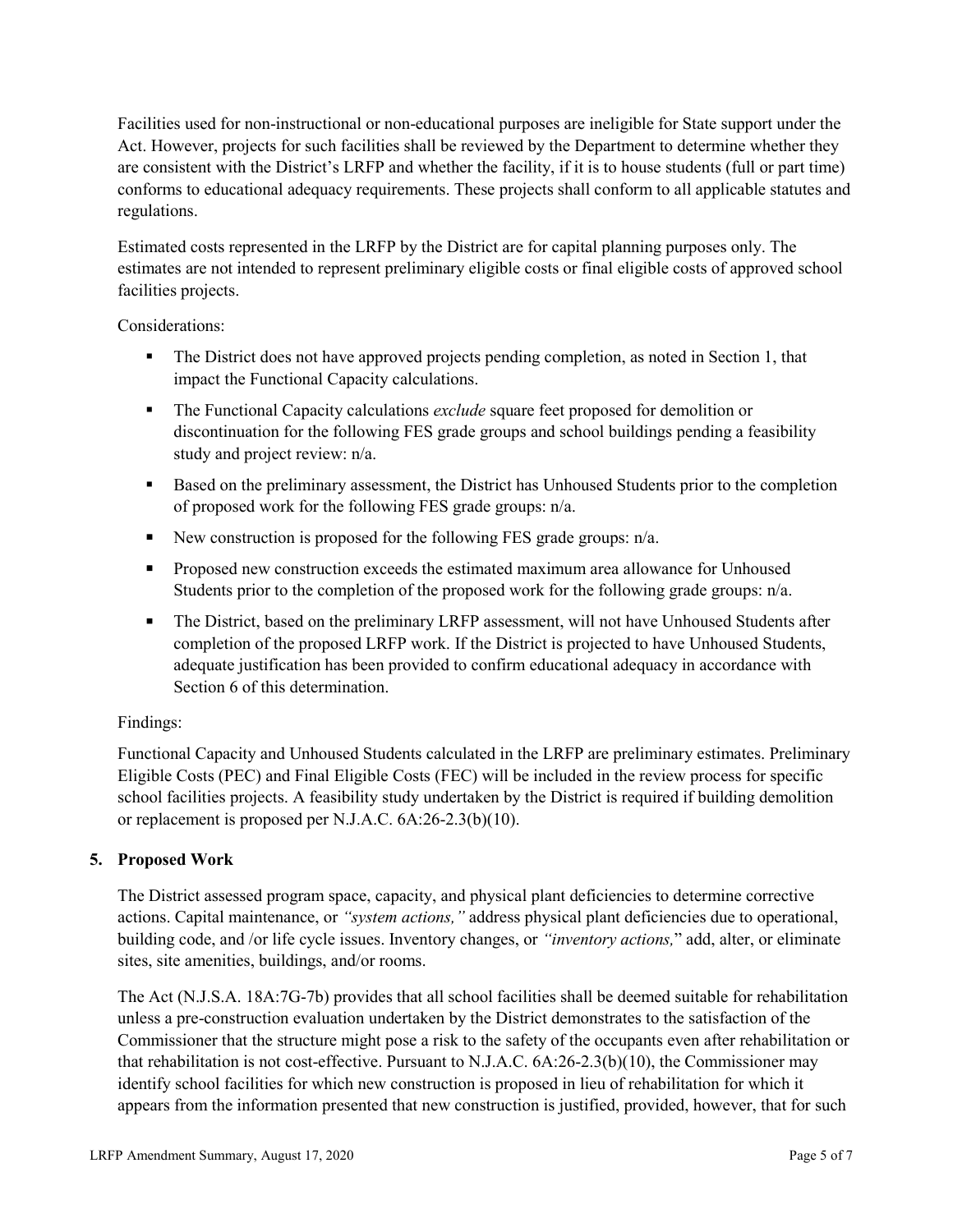Facilities used for non-instructional or non-educational purposes are ineligible for State support under the Act. However, projects for such facilities shall be reviewed by the Department to determine whether they are consistent with the District's LRFP and whether the facility, if it is to house students (full or part time) conforms to educational adequacy requirements. These projects shall conform to all applicable statutes and regulations.

Estimated costs represented in the LRFP by the District are for capital planning purposes only. The estimates are not intended to represent preliminary eligible costs or final eligible costs of approved school facilities projects.

Considerations:

- The District does not have approved projects pending completion, as noted in Section 1, that impact the Functional Capacity calculations.
- The Functional Capacity calculations *exclude* square feet proposed for demolition or discontinuation for the following FES grade groups and school buildings pending a feasibility study and project review: n/a.
- Based on the preliminary assessment, the District has Unhoused Students prior to the completion of proposed work for the following FES grade groups: n/a.
- New construction is proposed for the following FES grade groups: n/a.
- Proposed new construction exceeds the estimated maximum area allowance for Unhoused Students prior to the completion of the proposed work for the following grade groups: n/a.
- The District, based on the preliminary LRFP assessment, will not have Unhoused Students after completion of the proposed LRFP work. If the District is projected to have Unhoused Students, adequate justification has been provided to confirm educational adequacy in accordance with Section 6 of this determination.

Findings:

Functional Capacity and Unhoused Students calculated in the LRFP are preliminary estimates. Preliminary Eligible Costs (PEC) and Final Eligible Costs (FEC) will be included in the review process for specific school facilities projects. A feasibility study undertaken by the District is required if building demolition or replacement is proposed per N.J.A.C. 6A:26-2.3(b)(10).

## 5. Proposed Work

The District assessed program space, capacity, and physical plant deficiencies to determine corrective actions. Capital maintenance, or *"system actions,"* address physical plant deficiencies due to operational, building code, and /or life cycle issues. Inventory changes, or *"inventory actions,"* add, alter, or eliminate sites, site amenities, buildings, and/or rooms.

The Act (N.J.S.A. 18A:7G-7b) provides that all school facilities shall be deemed suitable for rehabilitation unless a pre-construction evaluation undertaken by the District demonstrates to the satisfaction of the Commissioner that the structure might pose a risk to the safety of the occupants even after rehabilitation or that rehabilitation is not cost-effective. Pursuant to N.J.A.C. 6A:26-2.3(b)(10), the Commissioner may identify school facilities for which new construction is proposed in lieu of rehabilitation for which it appears from the information presented that new construction is justified, provided, however, that for such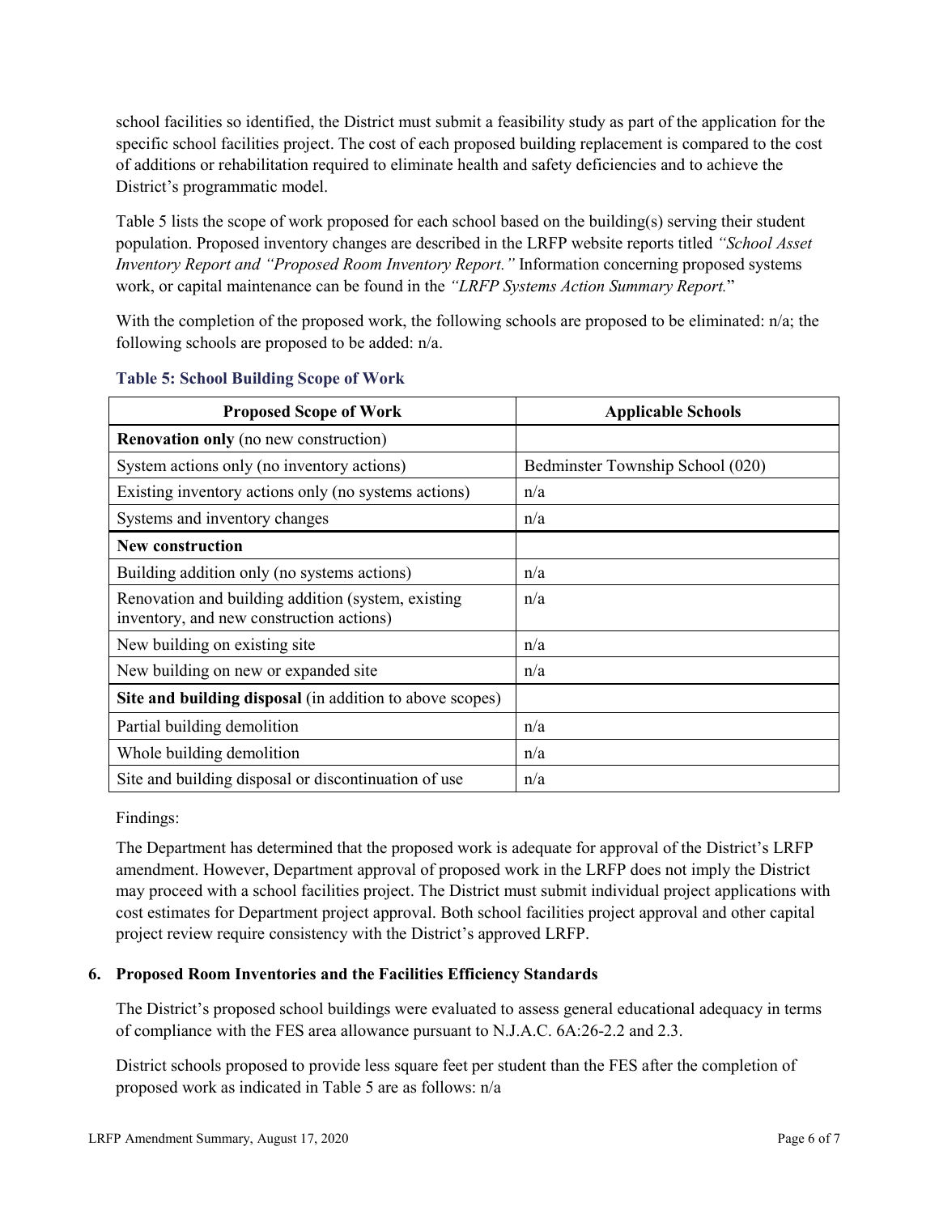school facilities so identified, the District must submit a feasibility study as part of the application for the specific school facilities project. The cost of each proposed building replacement is compared to the cost of additions or rehabilitation required to eliminate health and safety deficiencies and to achieve the District's programmatic model.

Table 5 lists the scope of work proposed for each school based on the building(s) serving their student population. Proposed inventory changes are described in the LRFP website reports titled *"School Asset Inventory Report and "Proposed Room Inventory Report."* Information concerning proposed systems work, or capital maintenance can be found in the *"LRFP Systems Action Summary Report."*

With the completion of the proposed work, the following schools are proposed to be eliminated: n/a; the following schools are proposed to be added: n/a.

**Table 5: School Building Scope of Work**

| Proposed Scope of Work | Applicable Schools |
|---|---|
| **Renovation only** (no new construction) | |
| System actions only (no inventory actions) | Bedminster Township School (020) |
| Existing inventory actions only (no systems actions) | n/a |
| Systems and inventory changes | n/a |
| **New construction** | |
| Building addition only (no systems actions) | n/a |
| Renovation and building addition (system, existing inventory, and new construction actions) | n/a |
| New building on existing site | n/a |
| New building on new or expanded site | n/a |
| **Site and building disposal** (in addition to above scopes) | |
| Partial building demolition | n/a |
| Whole building demolition | n/a |
| Site and building disposal or discontinuation of use | n/a |

Findings:

The Department has determined that the proposed work is adequate for approval of the District's LRFP amendment. However, Department approval of proposed work in the LRFP does not imply the District may proceed with a school facilities project. The District must submit individual project applications with cost estimates for Department project approval. Both school facilities project approval and other capital project review require consistency with the District's approved LRFP.

### 6. Proposed Room Inventories and the Facilities Efficiency Standards

The District's proposed school buildings were evaluated to assess general educational adequacy in terms of compliance with the FES area allowance pursuant to N.J.A.C. 6A:26-2.2 and 2.3.

District schools proposed to provide less square feet per student than the FES after the completion of proposed work as indicated in Table 5 are as follows: n/a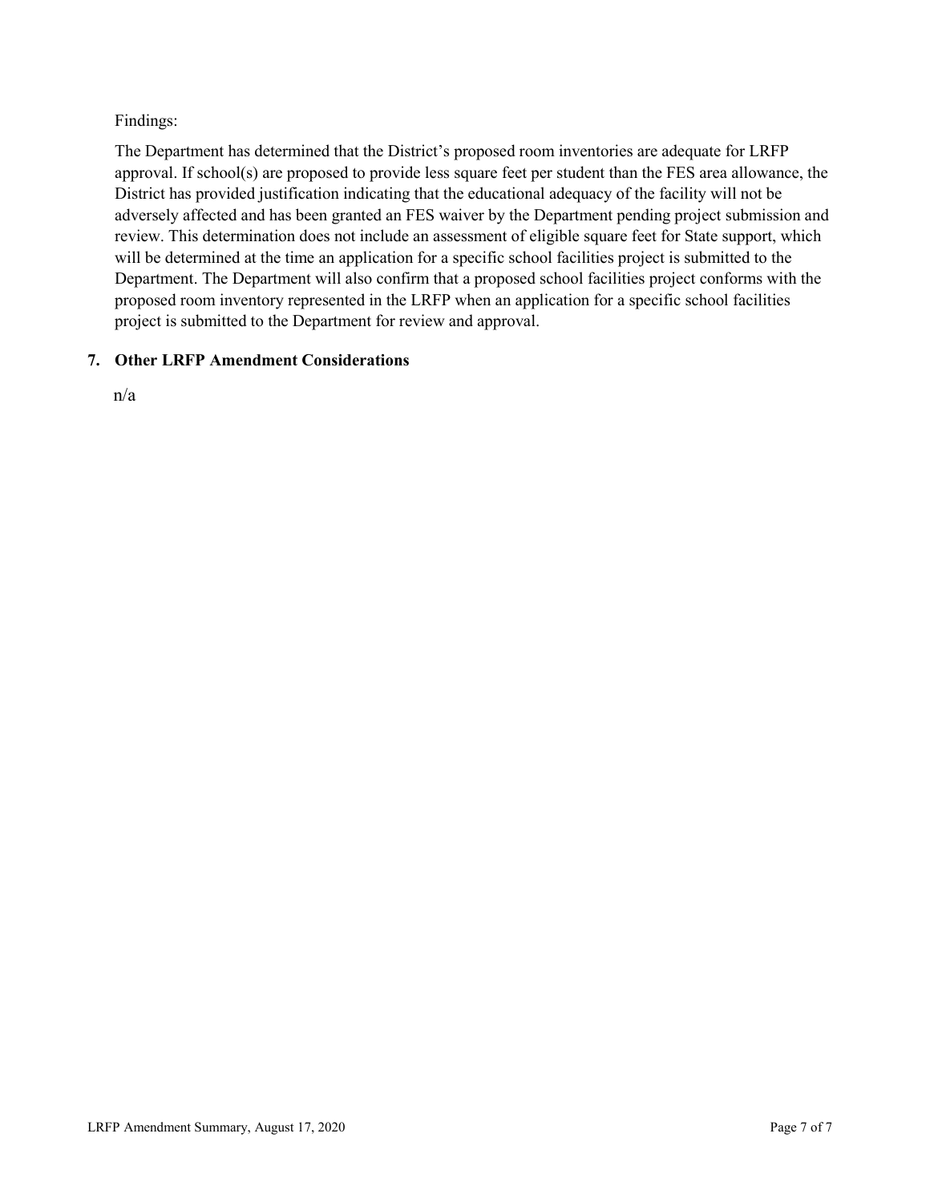Findings:

The Department has determined that the District's proposed room inventories are adequate for LRFP approval. If school(s) are proposed to provide less square feet per student than the FES area allowance, the District has provided justification indicating that the educational adequacy of the facility will not be adversely affected and has been granted an FES waiver by the Department pending project submission and review. This determination does not include an assessment of eligible square feet for State support, which will be determined at the time an application for a specific school facilities project is submitted to the Department. The Department will also confirm that a proposed school facilities project conforms with the proposed room inventory represented in the LRFP when an application for a specific school facilities project is submitted to the Department for review and approval.

## 7. Other LRFP Amendment Considerations

n/a